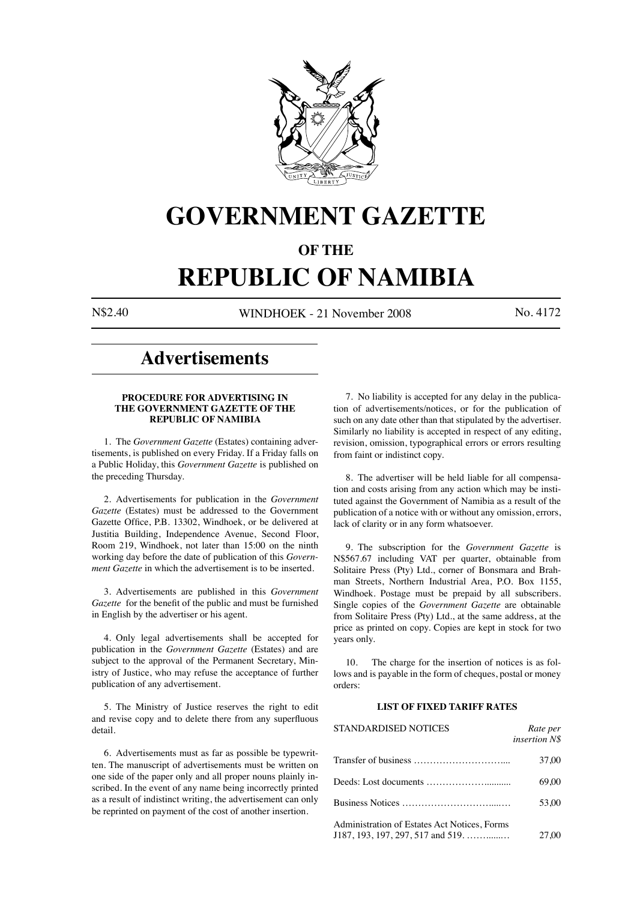# GOVERNMENT GAZETTE

## OF THE

# REPUBLIC OF NAMIBIA

N$2.40 WINDHOEK - 21 November 2008 No. 4172

# Advertisements

### PROCEDURE FOR ADVERTISING IN THE GOVERNMENT GAZETTE OF THE REPUBLIC OF NAMIBIA

1. The *Government Gazette* (Estates) containing advertisements, is published on every Friday. If a Friday falls on a Public Holiday, this *Government Gazette* is published on the preceding Thursday.

2. Advertisements for publication in the *Government Gazette* (Estates) must be addressed to the Government Gazette Office, P.B. 13302, Windhoek, or be delivered at Justitia Building, Independence Avenue, Second Floor, Room 219, Windhoek, not later than 15:00 on the ninth working day before the date of publication of this *Government Gazette* in which the advertisement is to be inserted.

3. Advertisements are published in this *Government Gazette* for the benefit of the public and must be furnished in English by the advertiser or his agent.

4. Only legal advertisements shall be accepted for publication in the *Government Gazette* (Estates) and are subject to the approval of the Permanent Secretary, Ministry of Justice, who may refuse the acceptance of further publication of any advertisement.

5. The Ministry of Justice reserves the right to edit and revise copy and to delete there from any superfluous detail.

6. Advertisements must as far as possible be typewritten. The manuscript of advertisements must be written on one side of the paper only and all proper nouns plainly inscribed. In the event of any name being incorrectly printed as a result of indistinct writing, the advertisement can only be reprinted on payment of the cost of another insertion.

7. No liability is accepted for any delay in the publication of advertisements/notices, or for the publication of such on any date other than that stipulated by the advertiser. Similarly no liability is accepted in respect of any editing, revision, omission, typographical errors or errors resulting from faint or indistinct copy.

8. The advertiser will be held liable for all compensation and costs arising from any action which may be instituted against the Government of Namibia as a result of the publication of a notice with or without any omission, errors, lack of clarity or in any form whatsoever.

9. The subscription for the *Government Gazette* is N$567.67 including VAT per quarter, obtainable from Solitaire Press (Pty) Ltd., corner of Bonsmara and Brahman Streets, Northern Industrial Area, P.O. Box 1155, Windhoek. Postage must be prepaid by all subscribers. Single copies of the *Government Gazette* are obtainable from Solitaire Press (Pty) Ltd., at the same address, at the price as printed on copy. Copies are kept in stock for two years only.

10. The charge for the insertion of notices is as follows and is payable in the form of cheques, postal or money orders:

### LIST OF FIXED TARIFF RATES

| STANDARDISED NOTICES | *Rate per insertion N$* |
|---|---|
| Transfer of business ……………………….... | 37,00 |
| Deeds: Lost documents ………………........... | 69,00 |
| Business Notices …………………………...… | 53,00 |
| Administration of Estates Act Notices, Forms J187, 193, 197, 297, 517 and 519. ……......… | 27,00 |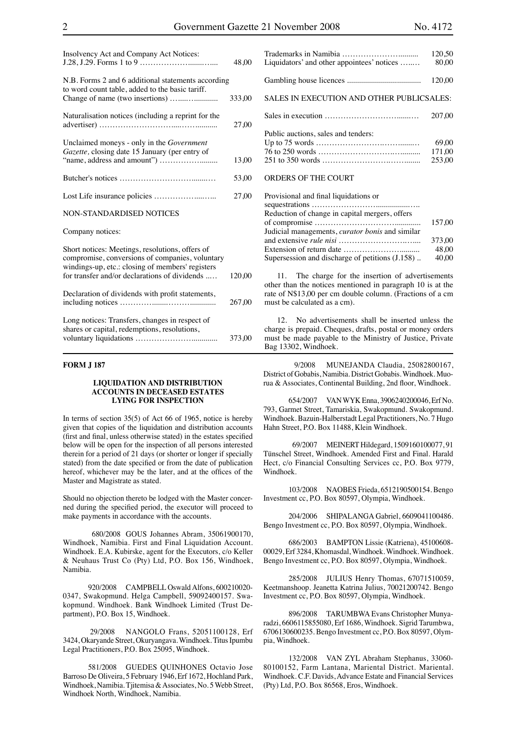| | |
|---|---|
| Insolvency Act and Company Act Notices: J.28, J.29. Forms 1 to 9 | 48,00 |
| N.B. Forms 2 and 6 additional statements according to word count table, added to the basic tariff. | |
| Change of name (two insertions) | 333,00 |
| Naturalisation notices (including a reprint for the advertiser) | 27,00 |
| Unclaimed moneys - only in the *Government Gazette,* closing date 15 January (per entry of "name, address and amount") | 13,00 |
| Butcher's notices | 53,00 |
| Lost Life insurance policies | 27,00 |

NON-STANDARDISED NOTICES

Company notices:

| | |
|---|---|
| Short notices: Meetings, resolutions, offers of compromise, conversions of companies, voluntary windings-up, etc.: closing of members' registers for transfer and/or declarations of dividends | 120,00 |
| Declaration of dividends with profit statements, including notices | 267,00 |
| Long notices: Transfers, changes in respect of shares or capital, redemptions, resolutions, voluntary liquidations | 373,00 |
| Trademarks in Namibia | 120,50 |
| Liquidators' and other appointees' notices | 80,00 |
| Gambling house licences | 120,00 |

SALES IN EXECUTION AND OTHER PUBLICSALES:

| | |
|---|---|
| Sales in execution | 207,00 |
| Public auctions, sales and tenders: | |
| Up to 75 words | 69,00 |
| 76 to 250 words | 171,00 |
| 251 to 350 words | 253,00 |

ORDERS OF THE COURT

| | |
|---|---|
| Provisional and final liquidations or sequestrations | |
| Reduction of change in capital mergers, offers of compromise | 157,00 |
| Judicial managements, *curator bonis* and similar and extensive *rule nisi* | 373,00 |
| Extension of return date | 48,00 |
| Supersession and discharge of petitions (J.158) | 40,00 |

11. The charge for the insertion of advertisements other than the notices mentioned in paragraph 10 is at the rate of N$13,00 per cm double column. (Fractions of a cm must be calculated as a cm).

12. No advertisements shall be inserted unless the charge is prepaid. Cheques, drafts, postal or money orders must be made payable to the Ministry of Justice, Private Bag 13302, Windhoek.

**FORM J 187**

**LIQUIDATION AND DISTRIBUTION ACCOUNTS IN DECEASED ESTATES LYING FOR INSPECTION**

In terms of section 35(5) of Act 66 of 1965, notice is hereby given that copies of the liquidation and distribution accounts (first and final, unless otherwise stated) in the estates specified below will be open for the inspection of all persons interested therein for a period of 21 days (or shorter or longer if specially stated) from the date specified or from the date of publication hereof, whichever may be the later, and at the offices of the Master and Magistrate as stated.

Should no objection thereto be lodged with the Master concerned during the specified period, the executor will proceed to make payments in accordance with the accounts.

680/2008 GOUS Johannes Abram, 35061900170, Windhoek, Namibia. First and Final Liquidation Account. Windhoek. E.A. Kubirske, agent for the Executors, c/o Keller & Neuhaus Trust Co (Pty) Ltd, P.O. Box 156, Windhoek, Namibia.

920/2008 CAMPBELL Oswald Alfons, 600210020-0347, Swakopmund. Helga Campbell, 59092400157. Swakopmund. Windhoek. Bank Windhoek Limited (Trust Department), P.O. Box 15, Windhoek.

29/2008 NANGOLO Frans, 52051100128, Erf 3424, Okaryande Street, Okuryangava. Windhoek. Titus Ipumbu Legal Practitioners, P.O. Box 25095, Windhoek.

581/2008 GUEDES QUINHONES Octavio Jose Barroso De Oliveira, 5 February 1946, Erf 1672, Hochland Park, Windhoek, Namibia. Tjitemisa & Associates, No. 5 Webb Street, Windhoek North, Windhoek, Namibia.

9/2008 MUNEJANDA Claudia, 25082800167, District of Gobabis, Namibia. District Gobabis. Windhoek. Muorua & Associates, Continental Building, 2nd floor, Windhoek.

654/2007 VAN WYK Enna, 3906240200046, Erf No. 793, Garmet Street, Tamariskia, Swakopmund. Swakopmund. Windhoek. Bazuin-Halberstadt Legal Practitioners, No. 7 Hugo Hahn Street, P.O. Box 11488, Klein Windhoek.

69/2007 MEINERT Hildegard, 1509160100077, 91 Tünschel Street, Windhoek. Amended First and Final. Harald Hect, c/o Financial Consulting Services cc, P.O. Box 9779, Windhoek.

103/2008 NAOBES Frieda, 6512190500154. Bengo Investment cc, P.O. Box 80597, Olympia, Windhoek.

204/2006 SHIPALANGA Gabriel, 6609041100486. Bengo Investment cc, P.O. Box 80597, Olympia, Windhoek.

686/2003 BAMPTON Lissie (Katriena), 45100608-00029, Erf 3284, Khomasdal, Windhoek. Windhoek. Windhoek. Bengo Investment cc, P.O. Box 80597, Olympia, Windhoek.

285/2008 JULIUS Henry Thomas, 67071510059, Keetmanshoop. Jeanetta Katrina Julius, 70021200742. Bengo Investment cc, P.O. Box 80597, Olympia, Windhoek.

896/2008 TARUMBWA Evans Christopher Munyaradzi, 6606115855080, Erf 1686, Windhoek. Sigrid Tarumbwa, 6706130600235. Bengo Investment cc, P.O. Box 80597, Olympia, Windhoek.

132/2008 VAN ZYL Abraham Stephanus, 33060-80100152, Farm Lantana, Mariental District. Mariental. Windhoek. C.F. Davids, Advance Estate and Financial Services (Pty) Ltd, P.O. Box 86568, Eros, Windhoek.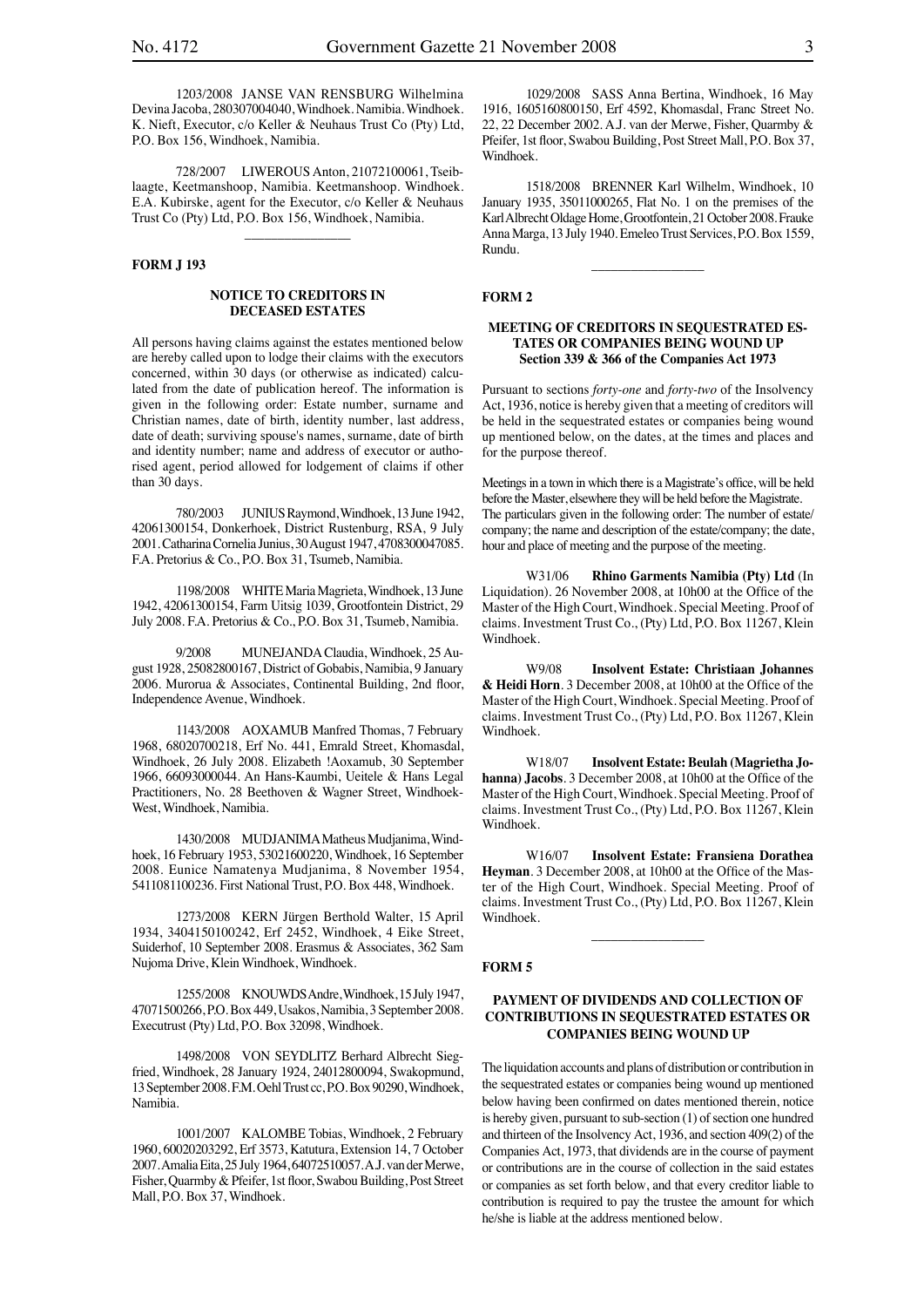1203/2008 JANSE VAN RENSBURG Wilhelmina Devina Jacoba, 280307004040, Windhoek. Namibia. Windhoek. K. Nieft, Executor, c/o Keller & Neuhaus Trust Co (Pty) Ltd, P.O. Box 156, Windhoek, Namibia.

728/2007 LIWEROUS Anton, 21072100061, Tseiblaagte, Keetmanshoop, Namibia. Keetmanshoop. Windhoek. E.A. Kubirske, agent for the Executor, c/o Keller & Neuhaus Trust Co (Pty) Ltd, P.O. Box 156, Windhoek, Namibia.

---

**FORM J 193**

### NOTICE TO CREDITORS IN DECEASED ESTATES

All persons having claims against the estates mentioned below are hereby called upon to lodge their claims with the executors concerned, within 30 days (or otherwise as indicated) calculated from the date of publication hereof. The information is given in the following order: Estate number, surname and Christian names, date of birth, identity number, last address, date of death; surviving spouse's names, surname, date of birth and identity number; name and address of executor or authorised agent, period allowed for lodgement of claims if other than 30 days.

780/2003 JUNIUS Raymond, Windhoek, 13 June 1942, 42061300154, Donkerhoek, District Rustenburg, RSA, 9 July 2001. Catharina Cornelia Junius, 30 August 1947, 4708300047085. F.A. Pretorius & Co., P.O. Box 31, Tsumeb, Namibia.

1198/2008 WHITE Maria Magrieta, Windhoek, 13 June 1942, 42061300154, Farm Uitsig 1039, Grootfontein District, 29 July 2008. F.A. Pretorius & Co., P.O. Box 31, Tsumeb, Namibia.

9/2008 MUNEJANDA Claudia, Windhoek, 25 August 1928, 25082800167, District of Gobabis, Namibia, 9 January 2006. Murorua & Associates, Continental Building, 2nd floor, Independence Avenue, Windhoek.

1143/2008 AOXAMUB Manfred Thomas, 7 February 1968, 68020700218, Erf No. 441, Emrald Street, Khomasdal, Windhoek, 26 July 2008. Elizabeth !Aoxamub, 30 September 1966, 66093000044. An Hans-Kaumbi, Ueitele & Hans Legal Practitioners, No. 28 Beethoven & Wagner Street, Windhoek-West, Windhoek, Namibia.

1430/2008 MUDJANIMA Matheus Mudjanima, Windhoek, 16 February 1953, 53021600220, Windhoek, 16 September 2008. Eunice Namatenya Mudjanima, 8 November 1954, 5411081100236. First National Trust, P.O. Box 448, Windhoek.

1273/2008 KERN Jürgen Berthold Walter, 15 April 1934, 3404150100242, Erf 2452, Windhoek, 4 Eike Street, Suiderhof, 10 September 2008. Erasmus & Associates, 362 Sam Nujoma Drive, Klein Windhoek, Windhoek.

1255/2008 KNOUWDS Andre, Windhoek, 15 July 1947, 47071500266, P.O. Box 449, Usakos, Namibia, 3 September 2008. Executrust (Pty) Ltd, P.O. Box 32098, Windhoek.

1498/2008 VON SEYDLITZ Berhard Albrecht Siegfried, Windhoek, 28 January 1924, 24012800094, Swakopmund, 13 September 2008. F.M. Oehl Trust cc, P.O. Box 90290, Windhoek, Namibia.

1001/2007 KALOMBE Tobias, Windhoek, 2 February 1960, 60020203292, Erf 3573, Katutura, Extension 14, 7 October 2007. Amalia Eita, 25 July 1964, 64072510057. A.J. van der Merwe, Fisher, Quarmby & Pfeifer, 1st floor, Swabou Building, Post Street Mall, P.O. Box 37, Windhoek.

1029/2008 SASS Anna Bertina, Windhoek, 16 May 1916, 1605160800150, Erf 4592, Khomasdal, Franc Street No. 22, 22 December 2002. A.J. van der Merwe, Fisher, Quarmby & Pfeifer, 1st floor, Swabou Building, Post Street Mall, P.O. Box 37, Windhoek.

1518/2008 BRENNER Karl Wilhelm, Windhoek, 10 January 1935, 35011000265, Flat No. 1 on the premises of the Karl Albrecht Oldage Home, Grootfontein, 21 October 2008. Frauke Anna Marga, 13 July 1940. Emeleo Trust Services, P.O. Box 1559, Rundu.

---

**FORM 2**

### MEETING OF CREDITORS IN SEQUESTRATED ESTATES OR COMPANIES BEING WOUND UP Section 339 & 366 of the Companies Act 1973

Pursuant to sections *forty-one* and *forty-two* of the Insolvency Act, 1936, notice is hereby given that a meeting of creditors will be held in the sequestrated estates or companies being wound up mentioned below, on the dates, at the times and places and for the purpose thereof.

Meetings in a town in which there is a Magistrate's office, will be held before the Master, elsewhere they will be held before the Magistrate. The particulars given in the following order: The number of estate/company; the name and description of the estate/company; the date, hour and place of meeting and the purpose of the meeting.

W31/06 **Rhino Garments Namibia (Pty) Ltd** (In Liquidation). 26 November 2008, at 10h00 at the Office of the Master of the High Court, Windhoek. Special Meeting. Proof of claims. Investment Trust Co., (Pty) Ltd, P.O. Box 11267, Klein Windhoek.

W9/08 **Insolvent Estate: Christiaan Johannes & Heidi Horn**. 3 December 2008, at 10h00 at the Office of the Master of the High Court, Windhoek. Special Meeting. Proof of claims. Investment Trust Co., (Pty) Ltd, P.O. Box 11267, Klein Windhoek.

W18/07 **Insolvent Estate: Beulah (Magrietha Johanna) Jacobs**. 3 December 2008, at 10h00 at the Office of the Master of the High Court, Windhoek. Special Meeting. Proof of claims. Investment Trust Co., (Pty) Ltd, P.O. Box 11267, Klein Windhoek.

W16/07 **Insolvent Estate: Fransiena Dorathea Heyman**. 3 December 2008, at 10h00 at the Office of the Master of the High Court, Windhoek. Special Meeting. Proof of claims. Investment Trust Co., (Pty) Ltd, P.O. Box 11267, Klein Windhoek.

---

**FORM 5**

### PAYMENT OF DIVIDENDS AND COLLECTION OF CONTRIBUTIONS IN SEQUESTRATED ESTATES OR COMPANIES BEING WOUND UP

The liquidation accounts and plans of distribution or contribution in the sequestrated estates or companies being wound up mentioned below having been confirmed on dates mentioned therein, notice is hereby given, pursuant to sub-section (1) of section one hundred and thirteen of the Insolvency Act, 1936, and section 409(2) of the Companies Act, 1973, that dividends are in the course of payment or contributions are in the course of collection in the said estates or companies as set forth below, and that every creditor liable to contribution is required to pay the trustee the amount for which he/she is liable at the address mentioned below.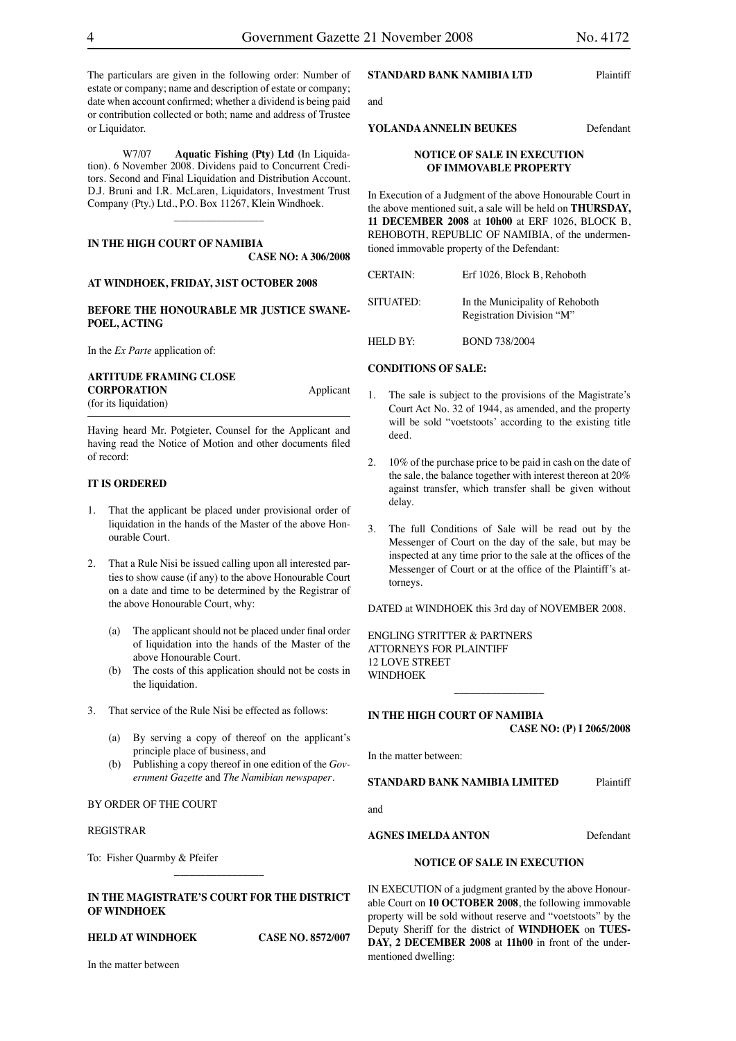The particulars are given in the following order: Number of estate or company; name and description of estate or company; date when account confirmed; whether a dividend is being paid or contribution collected or both; name and address of Trustee or Liquidator.

W7/07 **Aquatic Fishing (Pty) Ltd** (In Liquidation). 6 November 2008. Dividens paid to Concurrent Creditors. Second and Final Liquidation and Distribution Account. D.J. Bruni and I.R. McLaren, Liquidators, Investment Trust Company (Pty.) Ltd., P.O. Box 11267, Klein Windhoek.

---

**IN THE HIGH COURT OF NAMIBIA**
**CASE NO: A 306/2008**

**AT WINDHOEK, FRIDAY, 31ST OCTOBER 2008**

**BEFORE THE HONOURABLE MR JUSTICE SWANEPOEL, ACTING**

In the *Ex Parte* application of:

**ARTITUDE FRAMING CLOSE CORPORATION** Applicant
(for its liquidation)

Having heard Mr. Potgieter, Counsel for the Applicant and having read the Notice of Motion and other documents filed of record:

**IT IS ORDERED**

1. That the applicant be placed under provisional order of liquidation in the hands of the Master of the above Honourable Court.
2. That a Rule Nisi be issued calling upon all interested parties to show cause (if any) to the above Honourable Court on a date and time to be determined by the Registrar of the above Honourable Court, why:
   (a) The applicant should not be placed under final order of liquidation into the hands of the Master of the above Honourable Court.
   (b) The costs of this application should not be costs in the liquidation.
3. That service of the Rule Nisi be effected as follows:
   (a) By serving a copy of thereof on the applicant's principle place of business, and
   (b) Publishing a copy thereof in one edition of the *Government Gazette* and *The Namibian newspaper*.

BY ORDER OF THE COURT

REGISTRAR

To: Fisher Quarmby & Pfeifer

---

**IN THE MAGISTRATE'S COURT FOR THE DISTRICT OF WINDHOEK**

**HELD AT WINDHOEK** **CASE NO. 8572/007**

In the matter between

**STANDARD BANK NAMIBIA LTD** Plaintiff

and

**YOLANDA ANNELIN BEUKES** Defendant

**NOTICE OF SALE IN EXECUTION OF IMMOVABLE PROPERTY**

In Execution of a Judgment of the above Honourable Court in the above mentioned suit, a sale will be held on **THURSDAY, 11 DECEMBER 2008** at **10h00** at ERF 1026, BLOCK B, REHOBOTH, REPUBLIC OF NAMIBIA, of the undermentioned immovable property of the Defendant:

| | |
|---|---|
| CERTAIN: | Erf 1026, Block B, Rehoboth |
| SITUATED: | In the Municipality of Rehoboth Registration Division "M" |
| HELD BY: | BOND 738/2004 |

**CONDITIONS OF SALE:**

1. The sale is subject to the provisions of the Magistrate's Court Act No. 32 of 1944, as amended, and the property will be sold "voetstoots' according to the existing title deed.
2. 10% of the purchase price to be paid in cash on the date of the sale, the balance together with interest thereon at 20% against transfer, which transfer shall be given without delay.
3. The full Conditions of Sale will be read out by the Messenger of Court on the day of the sale, but may be inspected at any time prior to the sale at the offices of the Messenger of Court or at the office of the Plaintiff's attorneys.

DATED at WINDHOEK this 3rd day of NOVEMBER 2008.

ENGLING STRITTER & PARTNERS
ATTORNEYS FOR PLAINTIFF
12 LOVE STREET
WINDHOEK

---

**IN THE HIGH COURT OF NAMIBIA**
**CASE NO: (P) I 2065/2008**

In the matter between:

**STANDARD BANK NAMIBIA LIMITED** Plaintiff

and

**AGNES IMELDA ANTON** Defendant

**NOTICE OF SALE IN EXECUTION**

IN EXECUTION of a judgment granted by the above Honourable Court on **10 OCTOBER 2008**, the following immovable property will be sold without reserve and "voetstoots" by the Deputy Sheriff for the district of **WINDHOEK** on **TUESDAY, 2 DECEMBER 2008** at **11h00** in front of the undermentioned dwelling: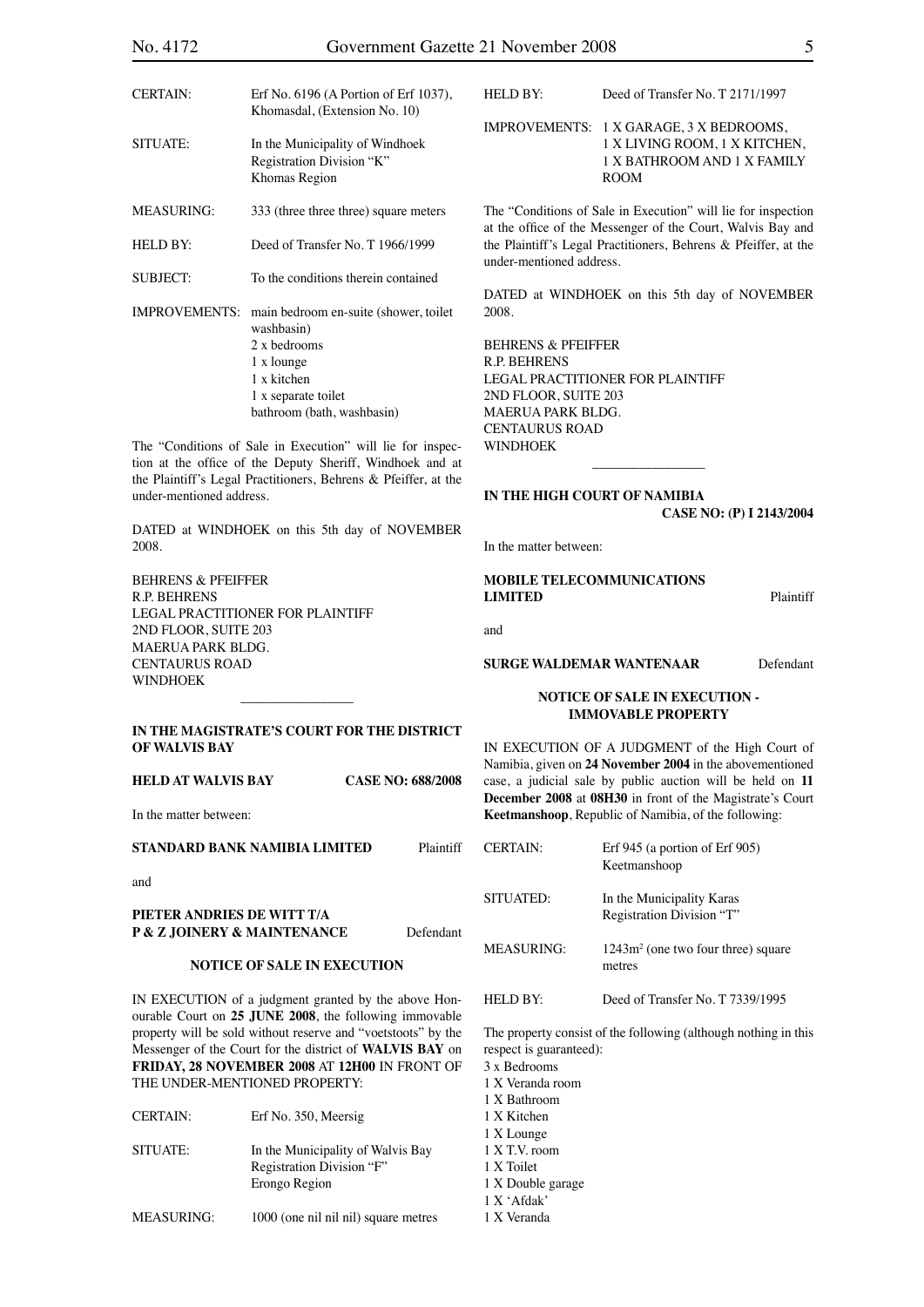| | |
|---|---|
| CERTAIN: | Erf No. 6196 (A Portion of Erf 1037), Khomasdal, (Extension No. 10) |
| SITUATE: | In the Municipality of Windhoek Registration Division "K" Khomas Region |
| MEASURING: | 333 (three three three) square meters |
| HELD BY: | Deed of Transfer No. T 1966/1999 |
| SUBJECT: | To the conditions therein contained |
| IMPROVEMENTS: | main bedroom en-suite (shower, toilet washbasin)<br>2 x bedrooms<br>1 x lounge<br>1 x kitchen<br>1 x separate toilet<br>bathroom (bath, washbasin) |

The "Conditions of Sale in Execution" will lie for inspection at the office of the Deputy Sheriff, Windhoek and at the Plaintiff's Legal Practitioners, Behrens & Pfeiffer, at the under-mentioned address.

DATED at WINDHOEK on this 5th day of NOVEMBER 2008.

BEHRENS & PFEIFFER
R.P. BEHRENS
LEGAL PRACTITIONER FOR PLAINTIFF
2ND FLOOR, SUITE 203
MAERUA PARK BLDG.
CENTAURUS ROAD
WINDHOEK

---

**IN THE MAGISTRATE'S COURT FOR THE DISTRICT OF WALVIS BAY**

**HELD AT WALVIS BAY** **CASE NO: 688/2008**

In the matter between:

**STANDARD BANK NAMIBIA LIMITED** Plaintiff

and

**PIETER ANDRIES DE WITT T/A P & Z JOINERY & MAINTENANCE** Defendant

**NOTICE OF SALE IN EXECUTION**

IN EXECUTION of a judgment granted by the above Honourable Court on **25 JUNE 2008**, the following immovable property will be sold without reserve and "voetstoots" by the Messenger of the Court for the district of **WALVIS BAY** on **FRIDAY, 28 NOVEMBER 2008** AT **12H00** IN FRONT OF THE UNDER-MENTIONED PROPERTY:

| | |
|---|---|
| CERTAIN: | Erf No. 350, Meersig |
| SITUATE: | In the Municipality of Walvis Bay Registration Division "F" Erongo Region |
| MEASURING: | 1000 (one nil nil nil) square metres |
| HELD BY: | Deed of Transfer No. T 2171/1997 |
| IMPROVEMENTS: | 1 X GARAGE, 3 X BEDROOMS, 1 X LIVING ROOM, 1 X KITCHEN, 1 X BATHROOM AND 1 X FAMILY ROOM |

The "Conditions of Sale in Execution" will lie for inspection at the office of the Messenger of the Court, Walvis Bay and the Plaintiff's Legal Practitioners, Behrens & Pfeiffer, at the under-mentioned address.

DATED at WINDHOEK on this 5th day of NOVEMBER 2008.

BEHRENS & PFEIFFER
R.P. BEHRENS
LEGAL PRACTITIONER FOR PLAINTIFF
2ND FLOOR, SUITE 203
MAERUA PARK BLDG.
CENTAURUS ROAD
WINDHOEK

---

**IN THE HIGH COURT OF NAMIBIA**
**CASE NO: (P) I 2143/2004**

In the matter between:

**MOBILE TELECOMMUNICATIONS LIMITED** Plaintiff

and

**SURGE WALDEMAR WANTENAAR** Defendant

**NOTICE OF SALE IN EXECUTION - IMMOVABLE PROPERTY**

IN EXECUTION OF A JUDGMENT of the High Court of Namibia, given on **24 November 2004** in the abovementioned case, a judicial sale by public auction will be held on **11 December 2008** at **08H30** in front of the Magistrate's Court **Keetmanshoop**, Republic of Namibia, of the following:

| | |
|---|---|
| CERTAIN: | Erf 945 (a portion of Erf 905) Keetmanshoop |
| SITUATED: | In the Municipality Karas Registration Division "T" |
| MEASURING: | 1243m$^2$ (one two four three) square metres |
| HELD BY: | Deed of Transfer No. T 7339/1995 |

The property consist of the following (although nothing in this respect is guaranteed):
3 x Bedrooms
1 X Veranda room
1 X Bathroom
1 X Kitchen
1 X Lounge
1 X T.V. room
1 X Toilet
1 X Double garage
1 X 'Afdak'
1 X Veranda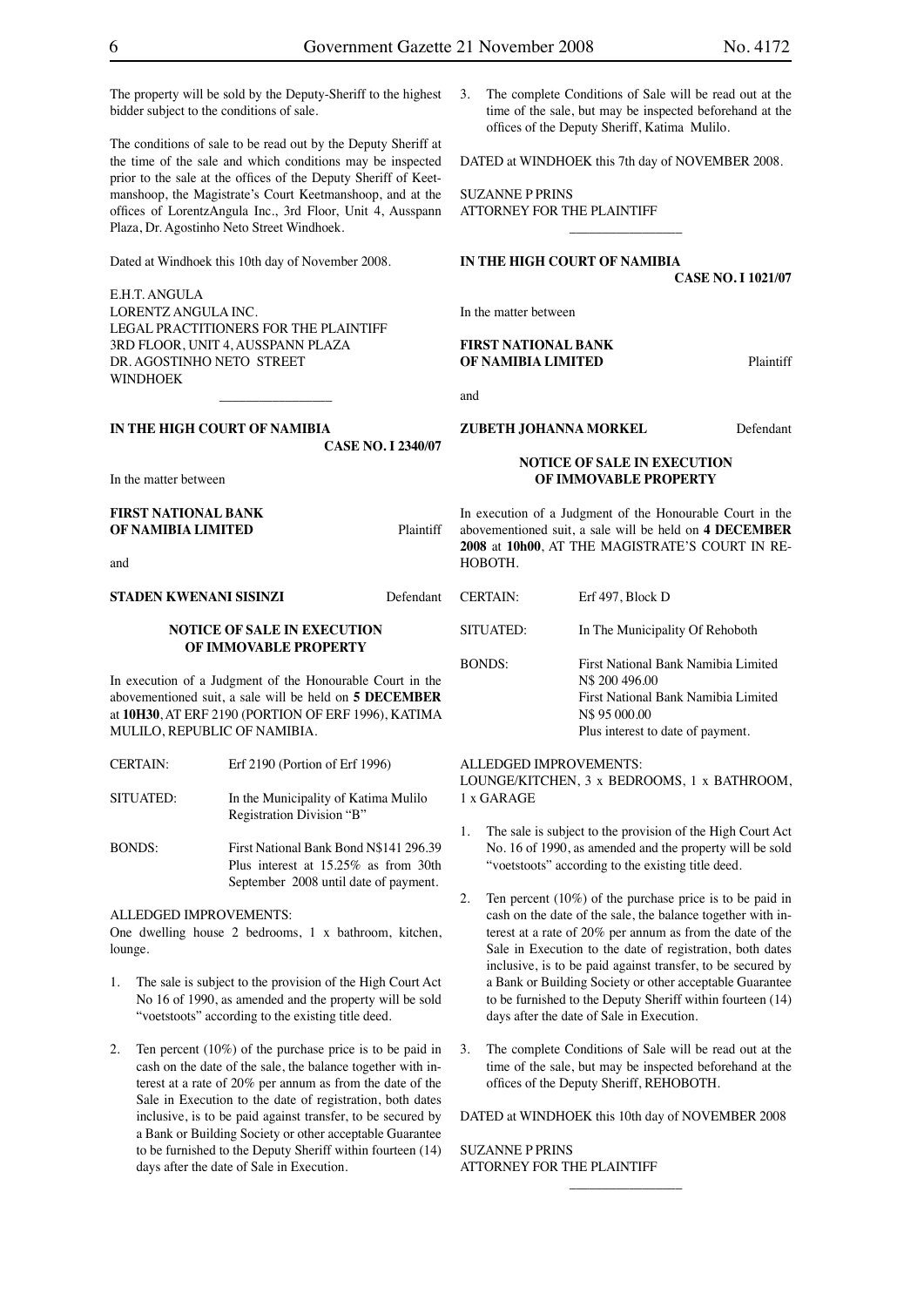The property will be sold by the Deputy-Sheriff to the highest bidder subject to the conditions of sale.

The conditions of sale to be read out by the Deputy Sheriff at the time of the sale and which conditions may be inspected prior to the sale at the offices of the Deputy Sheriff of Keetmanshoop, the Magistrate's Court Keetmanshoop, and at the offices of LorentzAngula Inc., 3rd Floor, Unit 4, Ausspann Plaza, Dr. Agostinho Neto Street Windhoek.

Dated at Windhoek this 10th day of November 2008.

E.H.T. ANGULA
LORENTZ ANGULA INC.
LEGAL PRACTITIONERS FOR THE PLAINTIFF
3RD FLOOR, UNIT 4, AUSSPANN PLAZA
DR. AGOSTINHO NETO STREET
WINDHOEK

---

**IN THE HIGH COURT OF NAMIBIA**

**CASE NO. I 2340/07**

In the matter between

**FIRST NATIONAL BANK OF NAMIBIA LIMITED** Plaintiff

and

**STADEN KWENANI SISINZI** Defendant

**NOTICE OF SALE IN EXECUTION OF IMMOVABLE PROPERTY**

In execution of a Judgment of the Honourable Court in the abovementioned suit, a sale will be held on **5 DECEMBER** at **10H30**, AT ERF 2190 (PORTION OF ERF 1996), KATIMA MULILO, REPUBLIC OF NAMIBIA.

| | |
|---|---|
| CERTAIN: | Erf 2190 (Portion of Erf 1996) |
| SITUATED: | In the Municipality of Katima Mulilo Registration Division "B" |
| BONDS: | First National Bank Bond N$141 296.39 Plus interest at 15.25% as from 30th September 2008 until date of payment. |

ALLEDGED IMPROVEMENTS:
One dwelling house 2 bedrooms, 1 x bathroom, kitchen, lounge.

1. The sale is subject to the provision of the High Court Act No 16 of 1990, as amended and the property will be sold "voetstoots" according to the existing title deed.
2. Ten percent (10%) of the purchase price is to be paid in cash on the date of the sale, the balance together with interest at a rate of 20% per annum as from the date of the Sale in Execution to the date of registration, both dates inclusive, is to be paid against transfer, to be secured by a Bank or Building Society or other acceptable Guarantee to be furnished to the Deputy Sheriff within fourteen (14) days after the date of Sale in Execution.
3. The complete Conditions of Sale will be read out at the time of the sale, but may be inspected beforehand at the offices of the Deputy Sheriff, Katima Mulilo.

DATED at WINDHOEK this 7th day of NOVEMBER 2008.

SUZANNE P PRINS
ATTORNEY FOR THE PLAINTIFF

---

**IN THE HIGH COURT OF NAMIBIA**

**CASE NO. I 1021/07**

In the matter between

**FIRST NATIONAL BANK OF NAMIBIA LIMITED** Plaintiff

and

**ZUBETH JOHANNA MORKEL** Defendant

**NOTICE OF SALE IN EXECUTION OF IMMOVABLE PROPERTY**

In execution of a Judgment of the Honourable Court in the abovementioned suit, a sale will be held on **4 DECEMBER 2008** at **10h00**, AT THE MAGISTRATE'S COURT IN REHOBOTH.

| | |
|---|---|
| CERTAIN: | Erf 497, Block D |
| SITUATED: | In The Municipality Of Rehoboth |
| BONDS: | First National Bank Namibia Limited N$ 200 496.00 First National Bank Namibia Limited N$ 95 000.00 Plus interest to date of payment. |

ALLEDGED IMPROVEMENTS:
LOUNGE/KITCHEN, 3 x BEDROOMS, 1 x BATHROOM, 1 x GARAGE

1. The sale is subject to the provision of the High Court Act No. 16 of 1990, as amended and the property will be sold "voetstoots" according to the existing title deed.
2. Ten percent (10%) of the purchase price is to be paid in cash on the date of the sale, the balance together with interest at a rate of 20% per annum as from the date of the Sale in Execution to the date of registration, both dates inclusive, is to be paid against transfer, to be secured by a Bank or Building Society or other acceptable Guarantee to be furnished to the Deputy Sheriff within fourteen (14) days after the date of Sale in Execution.
3. The complete Conditions of Sale will be read out at the time of the sale, but may be inspected beforehand at the offices of the Deputy Sheriff, REHOBOTH.

DATED at WINDHOEK this 10th day of NOVEMBER 2008

SUZANNE P PRINS
ATTORNEY FOR THE PLAINTIFF

---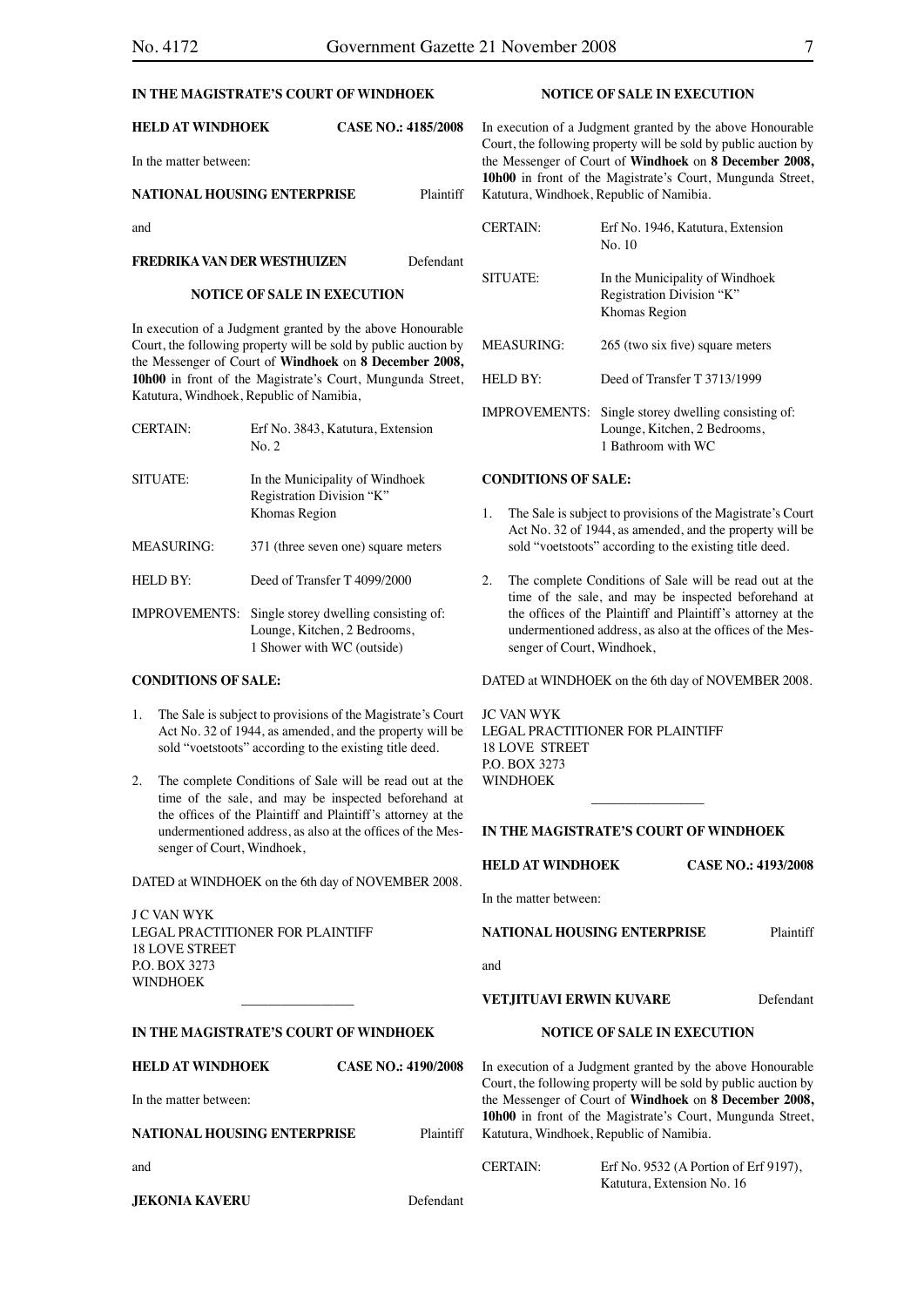**IN THE MAGISTRATE'S COURT OF WINDHOEK**

**HELD AT WINDHOEK** **CASE NO.: 4185/2008**

In the matter between:

**NATIONAL HOUSING ENTERPRISE** Plaintiff

and

**FREDRIKA VAN DER WESTHUIZEN** Defendant

**NOTICE OF SALE IN EXECUTION**

In execution of a Judgment granted by the above Honourable Court, the following property will be sold by public auction by the Messenger of Court of **Windhoek** on **8 December 2008, 10h00** in front of the Magistrate's Court, Mungunda Street, Katutura, Windhoek, Republic of Namibia,

| | |
|---|---|
| CERTAIN: | Erf No. 3843, Katutura, Extension No. 2 |
| SITUATE: | In the Municipality of Windhoek Registration Division "K" Khomas Region |
| MEASURING: | 371 (three seven one) square meters |
| HELD BY: | Deed of Transfer T 4099/2000 |
| IMPROVEMENTS: | Single storey dwelling consisting of: Lounge, Kitchen, 2 Bedrooms, 1 Shower with WC (outside) |

**CONDITIONS OF SALE:**

1. The Sale is subject to provisions of the Magistrate's Court Act No. 32 of 1944, as amended, and the property will be sold "voetstoots" according to the existing title deed.

2. The complete Conditions of Sale will be read out at the time of the sale, and may be inspected beforehand at the offices of the Plaintiff and Plaintiff's attorney at the undermentioned address, as also at the offices of the Messenger of Court, Windhoek,

DATED at WINDHOEK on the 6th day of NOVEMBER 2008.

J C VAN WYK
LEGAL PRACTITIONER FOR PLAINTIFF
18 LOVE STREET
P.O. BOX 3273
WINDHOEK

---

**IN THE MAGISTRATE'S COURT OF WINDHOEK**

**HELD AT WINDHOEK** **CASE NO.: 4190/2008**

In the matter between:

**NATIONAL HOUSING ENTERPRISE** Plaintiff

and

**JEKONIA KAVERU** Defendant

**NOTICE OF SALE IN EXECUTION**

In execution of a Judgment granted by the above Honourable Court, the following property will be sold by public auction by the Messenger of Court of **Windhoek** on **8 December 2008, 10h00** in front of the Magistrate's Court, Mungunda Street, Katutura, Windhoek, Republic of Namibia.

| | |
|---|---|
| CERTAIN: | Erf No. 1946, Katutura, Extension No. 10 |
| SITUATE: | In the Municipality of Windhoek Registration Division "K" Khomas Region |
| MEASURING: | 265 (two six five) square meters |
| HELD BY: | Deed of Transfer T 3713/1999 |
| IMPROVEMENTS: | Single storey dwelling consisting of: Lounge, Kitchen, 2 Bedrooms, 1 Bathroom with WC |

**CONDITIONS OF SALE:**

1. The Sale is subject to provisions of the Magistrate's Court Act No. 32 of 1944, as amended, and the property will be sold "voetstoots" according to the existing title deed.

2. The complete Conditions of Sale will be read out at the time of the sale, and may be inspected beforehand at the offices of the Plaintiff and Plaintiff's attorney at the undermentioned address, as also at the offices of the Messenger of Court, Windhoek,

DATED at WINDHOEK on the 6th day of NOVEMBER 2008.

JC VAN WYK
LEGAL PRACTITIONER FOR PLAINTIFF
18 LOVE STREET
P.O. BOX 3273
WINDHOEK

---

**IN THE MAGISTRATE'S COURT OF WINDHOEK**

**HELD AT WINDHOEK** **CASE NO.: 4193/2008**

In the matter between:

**NATIONAL HOUSING ENTERPRISE** Plaintiff

and

**VETJITUAVI ERWIN KUVARE** Defendant

**NOTICE OF SALE IN EXECUTION**

In execution of a Judgment granted by the above Honourable Court, the following property will be sold by public auction by the Messenger of Court of **Windhoek** on **8 December 2008, 10h00** in front of the Magistrate's Court, Mungunda Street, Katutura, Windhoek, Republic of Namibia.

| | |
|---|---|
| CERTAIN: | Erf No. 9532 (A Portion of Erf 9197), Katutura, Extension No. 16 |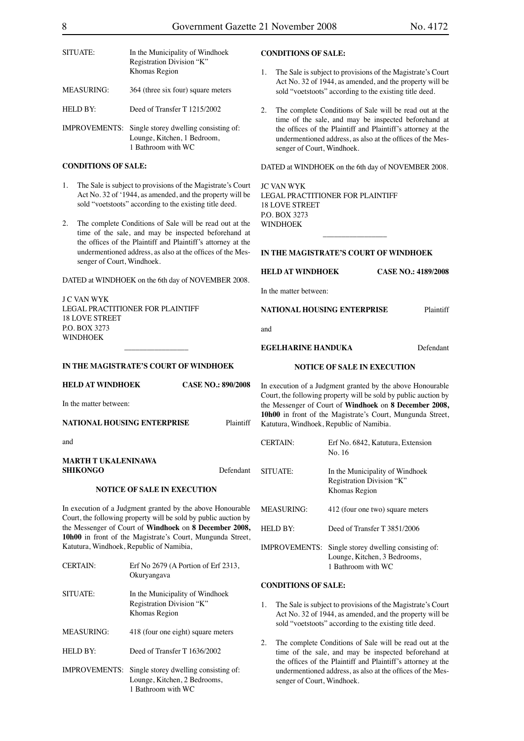| | |
|---|---|
| SITUATE: | In the Municipality of Windhoek Registration Division "K" Khomas Region |
| MEASURING: | 364 (three six four) square meters |
| HELD BY: | Deed of Transfer T 1215/2002 |
| IMPROVEMENTS: | Single storey dwelling consisting of: Lounge, Kitchen, 1 Bedroom, 1 Bathroom with WC |

**CONDITIONS OF SALE:**

1. The Sale is subject to provisions of the Magistrate's Court Act No. 32 of '1944, as amended, and the property will be sold "voetstoots" according to the existing title deed.

2. The complete Conditions of Sale will be read out at the time of the sale, and may be inspected beforehand at the offices of the Plaintiff and Plaintiff's attorney at the undermentioned address, as also at the offices of the Messenger of Court, Windhoek.

DATED at WINDHOEK on the 6th day of NOVEMBER 2008.

J C VAN WYK
LEGAL PRACTITIONER FOR PLAINTIFF
18 LOVE STREET
P.O. BOX 3273
WINDHOEK

---

**IN THE MAGISTRATE'S COURT OF WINDHOEK**

**HELD AT WINDHOEK** **CASE NO.: 890/2008**

In the matter between:

**NATIONAL HOUSING ENTERPRISE** Plaintiff

and

**MARTH T UKALENINAWA SHIKONGO** Defendant

**NOTICE OF SALE IN EXECUTION**

In execution of a Judgment granted by the above Honourable Court, the following property will be sold by public auction by the Messenger of Court of **Windhoek** on **8 December 2008, 10h00** in front of the Magistrate's Court, Mungunda Street, Katutura, Windhoek, Republic of Namibia,

| | |
|---|---|
| CERTAIN: | Erf No 2679 (A Portion of Erf 2313, Okuryangava |
| SITUATE: | In the Municipality of Windhoek Registration Division "K" Khomas Region |
| MEASURING: | 418 (four one eight) square meters |
| HELD BY: | Deed of Transfer T 1636/2002 |
| IMPROVEMENTS: | Single storey dwelling consisting of: Lounge, Kitchen, 2 Bedrooms, 1 Bathroom with WC |

**CONDITIONS OF SALE:**

1. The Sale is subject to provisions of the Magistrate's Court Act No. 32 of 1944, as amended, and the property will be sold "voetstoots" according to the existing title deed.

2. The complete Conditions of Sale will be read out at the time of the sale, and may be inspected beforehand at the offices of the Plaintiff and Plaintiff's attorney at the undermentioned address, as also at the offices of the Messenger of Court, Windhoek.

DATED at WINDHOEK on the 6th day of NOVEMBER 2008.

JC VAN WYK
LEGAL PRACTITIONER FOR PLAINTIFF
18 LOVE STREET
P.O. BOX 3273
WINDHOEK

---

**IN THE MAGISTRATE'S COURT OF WINDHOEK**

**HELD AT WINDHOEK** **CASE NO.: 4189/2008**

In the matter between:

**NATIONAL HOUSING ENTERPRISE** Plaintiff

and

**EGELHARINE HANDUKA** Defendant

**NOTICE OF SALE IN EXECUTION**

In execution of a Judgment granted by the above Honourable Court, the following property will be sold by public auction by the Messenger of Court of **Windhoek** on **8 December 2008, 10h00** in front of the Magistrate's Court, Mungunda Street, Katutura, Windhoek, Republic of Namibia.

| | |
|---|---|
| CERTAIN: | Erf No. 6842, Katutura, Extension No. 16 |
| SITUATE: | In the Municipality of Windhoek Registration Division "K" Khomas Region |
| MEASURING: | 412 (four one two) square meters |
| HELD BY: | Deed of Transfer T 3851/2006 |
| IMPROVEMENTS: | Single storey dwelling consisting of: Lounge, Kitchen, 3 Bedrooms, 1 Bathroom with WC |

**CONDITIONS OF SALE:**

1. The Sale is subject to provisions of the Magistrate's Court Act No. 32 of 1944, as amended, and the property will be sold "voetstoots" according to the existing title deed.

2. The complete Conditions of Sale will be read out at the time of the sale, and may be inspected beforehand at the offices of the Plaintiff and Plaintiff's attorney at the undermentioned address, as also at the offices of the Messenger of Court, Windhoek.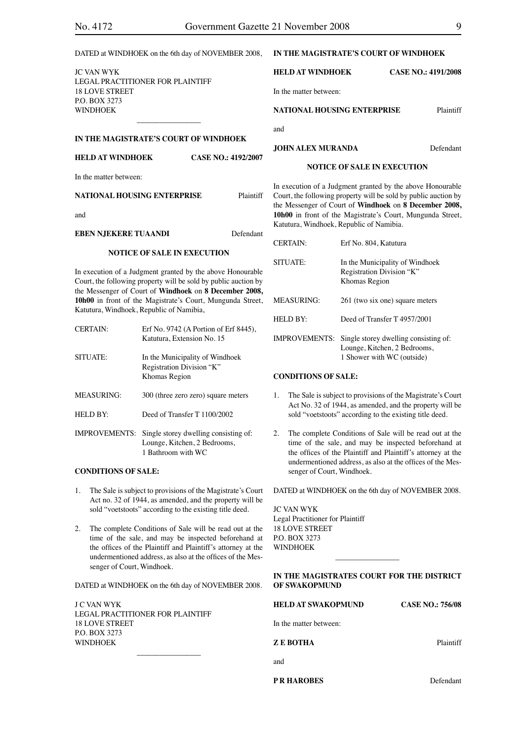DATED at WINDHOEK on the 6th day of NOVEMBER 2008,

JC VAN WYK
LEGAL PRACTITIONER FOR PLAINTIFF
18 LOVE STREET
P.O. BOX 3273
WINDHOEK

---

**IN THE MAGISTRATE'S COURT OF WINDHOEK**

**HELD AT WINDHOEK** **CASE NO.: 4192/2007**

In the matter between:

**NATIONAL HOUSING ENTERPRISE** Plaintiff

and

**EBEN NJEKERE TUAANDI** Defendant

**NOTICE OF SALE IN EXECUTION**

In execution of a Judgment granted by the above Honourable Court, the following property will be sold by public auction by the Messenger of Court of **Windhoek** on **8 December 2008, 10h00** in front of the Magistrate's Court, Mungunda Street, Katutura, Windhoek, Republic of Namibia,

| | |
|---|---|
| CERTAIN: | Erf No. 9742 (A Portion of Erf 8445), Katutura, Extension No. 15 |
| SITUATE: | In the Municipality of Windhoek Registration Division "K" Khomas Region |
| MEASURING: | 300 (three zero zero) square meters |
| HELD BY: | Deed of Transfer T 1100/2002 |
| IMPROVEMENTS: | Single storey dwelling consisting of: Lounge, Kitchen, 2 Bedrooms, 1 Bathroom with WC |

**CONDITIONS OF SALE:**

1. The Sale is subject to provisions of the Magistrate's Court Act no. 32 of 1944, as amended, and the property will be sold "voetstoots" according to the existing title deed.

2. The complete Conditions of Sale will be read out at the time of the sale, and may be inspected beforehand at the offices of the Plaintiff and Plaintiff's attorney at the undermentioned address, as also at the offices of the Messenger of Court, Windhoek.

DATED at WINDHOEK on the 6th day of NOVEMBER 2008.

J C VAN WYK
LEGAL PRACTITIONER FOR PLAINTIFF
18 LOVE STREET
P.O. BOX 3273
WINDHOEK

---

**IN THE MAGISTRATE'S COURT OF WINDHOEK**

**HELD AT WINDHOEK** **CASE NO.: 4191/2008**

In the matter between:

**NATIONAL HOUSING ENTERPRISE** Plaintiff

and

**JOHN ALEX MURANDA** Defendant

**NOTICE OF SALE IN EXECUTION**

In execution of a Judgment granted by the above Honourable Court, the following property will be sold by public auction by the Messenger of Court of **Windhoek** on **8 December 2008, 10h00** in front of the Magistrate's Court, Mungunda Street, Katutura, Windhoek, Republic of Namibia.

| | |
|---|---|
| CERTAIN: | Erf No. 804, Katutura |
| SITUATE: | In the Municipality of Windhoek Registration Division "K" Khomas Region |
| MEASURING: | 261 (two six one) square meters |
| HELD BY: | Deed of Transfer T 4957/2001 |
| IMPROVEMENTS: | Single storey dwelling consisting of: Lounge, Kitchen, 2 Bedrooms, 1 Shower with WC (outside) |

**CONDITIONS OF SALE:**

1. The Sale is subject to provisions of the Magistrate's Court Act No. 32 of 1944, as amended, and the property will be sold "voetstoots" according to the existing title deed.

2. The complete Conditions of Sale will be read out at the time of the sale, and may be inspected beforehand at the offices of the Plaintiff and Plaintiff's attorney at the undermentioned address, as also at the offices of the Messenger of Court, Windhoek.

DATED at WINDHOEK on the 6th day of NOVEMBER 2008.

JC VAN WYK
Legal Practitioner for Plaintiff
18 LOVE STREET
P.O. BOX 3273
WINDHOEK

---

**IN THE MAGISTRATES COURT FOR THE DISTRICT OF SWAKOPMUND**

**HELD AT SWAKOPMUND** **CASE NO.: 756/08**

In the matter between:

**Z E BOTHA** Plaintiff

and

**P R HAROBES** Defendant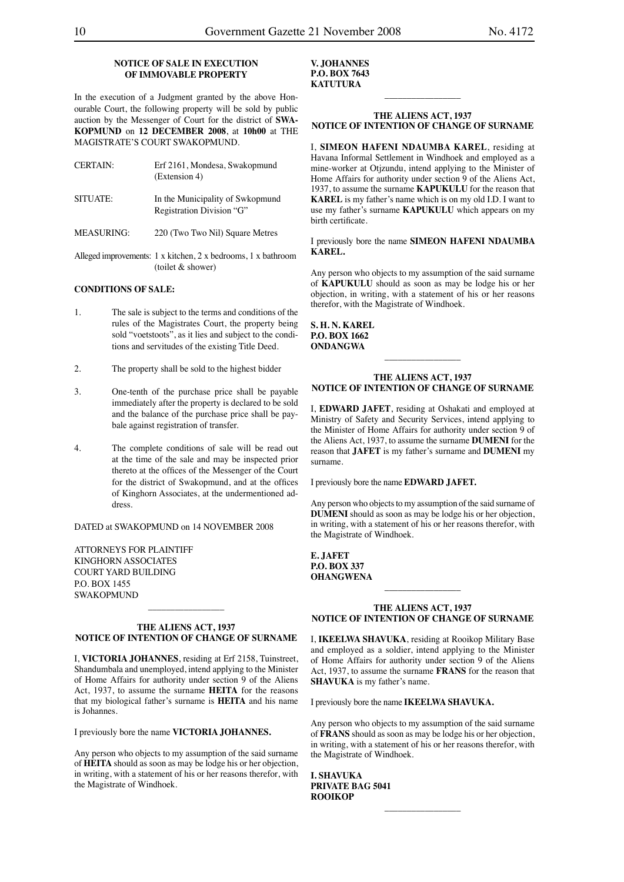## NOTICE OF SALE IN EXECUTION OF IMMOVABLE PROPERTY

In the execution of a Judgment granted by the above Honourable Court, the following property will be sold by public auction by the Messenger of Court for the district of **SWAKOPMUND** on **12 DECEMBER 2008**, at **10h00** at THE MAGISTRATE'S COURT SWAKOPMUND.

| | |
|---|---|
| CERTAIN: | Erf 2161, Mondesa, Swakopmund (Extension 4) |
| SITUATE: | In the Municipality of Swkopmund Registration Division "G" |
| MEASURING: | 220 (Two Two Nil) Square Metres |

Alleged improvements: 1 x kitchen, 2 x bedrooms, 1 x bathroom (toilet & shower)

**CONDITIONS OF SALE:**

1. The sale is subject to the terms and conditions of the rules of the Magistrates Court, the property being sold "voetstoots", as it lies and subject to the conditions and servitudes of the existing Title Deed.
2. The property shall be sold to the highest bidder
3. One-tenth of the purchase price shall be payable immediately after the property is declared to be sold and the balance of the purchase price shall be paybale against registration of transfer.
4. The complete conditions of sale will be read out at the time of the sale and may be inspected prior thereto at the offices of the Messenger of the Court for the district of Swakopmund, and at the offices of Kinghorn Associates, at the undermentioned address.

DATED at SWAKOPMUND on 14 NOVEMBER 2008

ATTORNEYS FOR PLAINTIFF
KINGHORN ASSOCIATES
COURT YARD BUILDING
P.O. BOX 1455
SWAKOPMUND

---

## THE ALIENS ACT, 1937
## NOTICE OF INTENTION OF CHANGE OF SURNAME

I, **VICTORIA JOHANNES**, residing at Erf 2158, Tuinstreet, Shandumbala and unemployed, intend applying to the Minister of Home Affairs for authority under section 9 of the Aliens Act, 1937, to assume the surname **HEITA** for the reasons that my biological father's surname is **HEITA** and his name is Johannes.

I previously bore the name **VICTORIA JOHANNES.**

Any person who objects to my assumption of the said surname of **HEITA** should as soon as may be lodge his or her objection, in writing, with a statement of his or her reasons therefor, with the Magistrate of Windhoek.

**V. JOHANNES**
**P.O. BOX 7643**
**KATUTURA**

---

## THE ALIENS ACT, 1937
## NOTICE OF INTENTION OF CHANGE OF SURNAME

I, **SIMEON HAFENI NDAUMBA KAREL**, residing at Havana Informal Settlement in Windhoek and employed as a mine-worker at Otjzundu, intend applying to the Minister of Home Affairs for authority under section 9 of the Aliens Act, 1937, to assume the surname **KAPUKULU** for the reason that **KAREL** is my father's name which is on my old I.D. I want to use my father's surname **KAPUKULU** which appears on my birth certificate.

I previously bore the name **SIMEON HAFENI NDAUMBA KAREL.**

Any person who objects to my assumption of the said surname of **KAPUKULU** should as soon as may be lodge his or her objection, in writing, with a statement of his or her reasons therefor, with the Magistrate of Windhoek.

**S. H. N. KAREL**
**P.O. BOX 1662**
**ONDANGWA**

---

## THE ALIENS ACT, 1937
## NOTICE OF INTENTION OF CHANGE OF SURNAME

I, **EDWARD JAFET**, residing at Oshakati and employed at Ministry of Safety and Security Services, intend applying to the Minister of Home Affairs for authority under section 9 of the Aliens Act, 1937, to assume the surname **DUMENI** for the reason that **JAFET** is my father's surname and **DUMENI** my surname.

I previously bore the name **EDWARD JAFET.**

Any person who objects to my assumption of the said surname of **DUMENI** should as soon as may be lodge his or her objection, in writing, with a statement of his or her reasons therefor, with the Magistrate of Windhoek.

**E. JAFET**
**P.O. BOX 337**
**OHANGWENA**

---

## THE ALIENS ACT, 1937
## NOTICE OF INTENTION OF CHANGE OF SURNAME

I, **IKEELWA SHAVUKA**, residing at Rooikop Military Base and employed as a soldier, intend applying to the Minister of Home Affairs for authority under section 9 of the Aliens Act, 1937, to assume the surname **FRANS** for the reason that **SHAVUKA** is my father's name.

I previously bore the name **IKEELWA SHAVUKA.**

Any person who objects to my assumption of the said surname of **FRANS** should as soon as may be lodge his or her objection, in writing, with a statement of his or her reasons therefor, with the Magistrate of Windhoek.

**I. SHAVUKA**
**PRIVATE BAG 5041**
**ROOIKOP**

---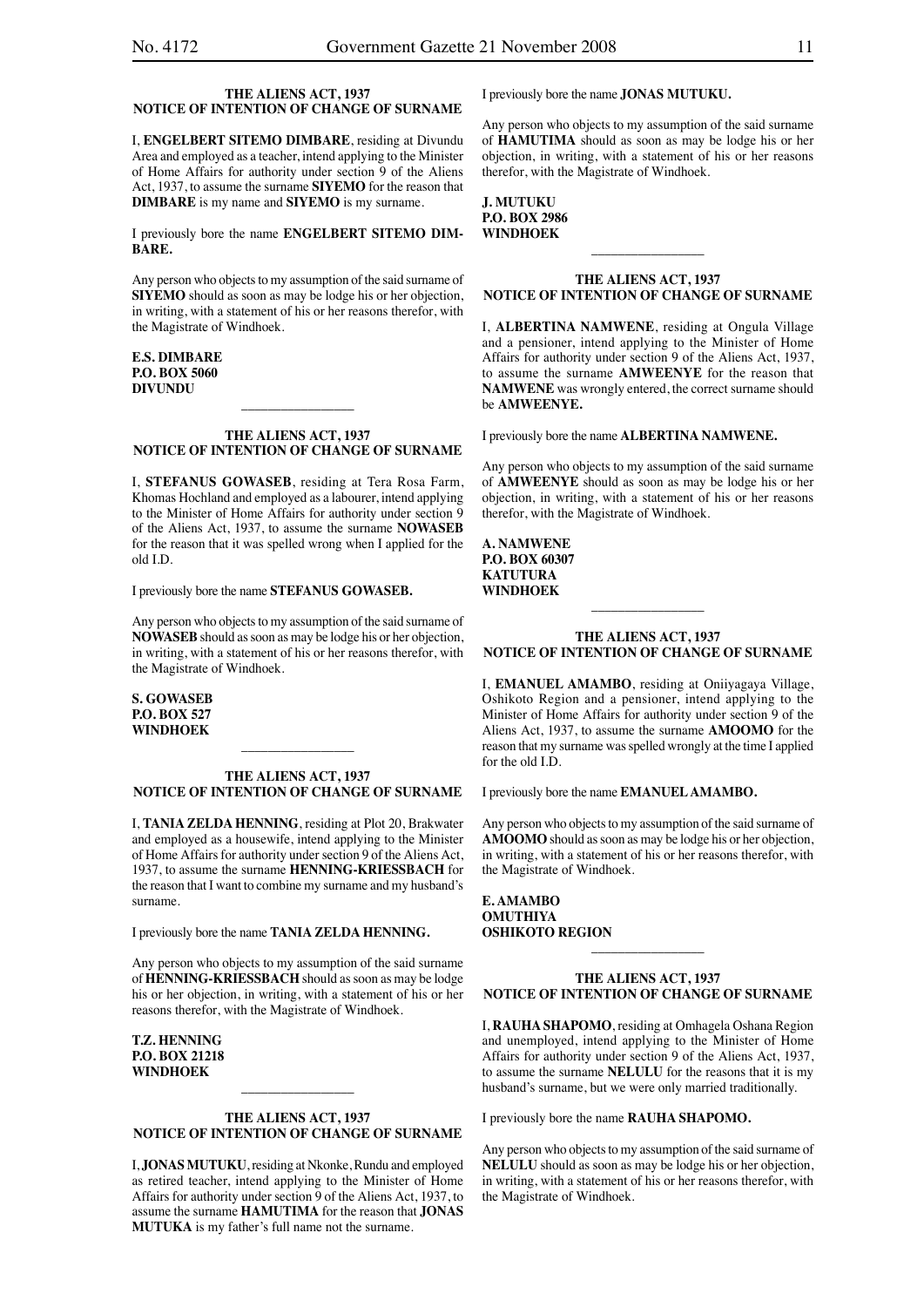### THE ALIENS ACT, 1937
### NOTICE OF INTENTION OF CHANGE OF SURNAME

I, **ENGELBERT SITEMO DIMBARE**, residing at Divundu Area and employed as a teacher, intend applying to the Minister of Home Affairs for authority under section 9 of the Aliens Act, 1937, to assume the surname **SIYEMO** for the reason that **DIMBARE** is my name and **SIYEMO** is my surname.

I previously bore the name **ENGELBERT SITEMO DIMBARE.**

Any person who objects to my assumption of the said surname of **SIYEMO** should as soon as may be lodge his or her objection, in writing, with a statement of his or her reasons therefor, with the Magistrate of Windhoek.

**E.S. DIMBARE**
**P.O. BOX 5060**
**DIVUNDU**

---

### THE ALIENS ACT, 1937
### NOTICE OF INTENTION OF CHANGE OF SURNAME

I, **STEFANUS GOWASEB**, residing at Tera Rosa Farm, Khomas Hochland and employed as a labourer, intend applying to the Minister of Home Affairs for authority under section 9 of the Aliens Act, 1937, to assume the surname **NOWASEB** for the reason that it was spelled wrong when I applied for the old I.D.

I previously bore the name **STEFANUS GOWASEB.**

Any person who objects to my assumption of the said surname of **NOWASEB** should as soon as may be lodge his or her objection, in writing, with a statement of his or her reasons therefor, with the Magistrate of Windhoek.

**S. GOWASEB**
**P.O. BOX 527**
**WINDHOEK**

---

### THE ALIENS ACT, 1937
### NOTICE OF INTENTION OF CHANGE OF SURNAME

I, **TANIA ZELDA HENNING**, residing at Plot 20, Brakwater and employed as a housewife, intend applying to the Minister of Home Affairs for authority under section 9 of the Aliens Act, 1937, to assume the surname **HENNING-KRIESSBACH** for the reason that I want to combine my surname and my husband's surname.

I previously bore the name **TANIA ZELDA HENNING.**

Any person who objects to my assumption of the said surname of **HENNING-KRIESSBACH** should as soon as may be lodge his or her objection, in writing, with a statement of his or her reasons therefor, with the Magistrate of Windhoek.

**T.Z. HENNING**
**P.O. BOX 21218**
**WINDHOEK**

---

### THE ALIENS ACT, 1937
### NOTICE OF INTENTION OF CHANGE OF SURNAME

I, **JONAS MUTUKU**, residing at Nkonke, Rundu and employed as retired teacher, intend applying to the Minister of Home Affairs for authority under section 9 of the Aliens Act, 1937, to assume the surname **HAMUTIMA** for the reason that **JONAS MUTUKA** is my father's full name not the surname.

I previously bore the name **JONAS MUTUKU.**

Any person who objects to my assumption of the said surname of **HAMUTIMA** should as soon as may be lodge his or her objection, in writing, with a statement of his or her reasons therefor, with the Magistrate of Windhoek.

**J. MUTUKU**
**P.O. BOX 2986**
**WINDHOEK**

---

### THE ALIENS ACT, 1937
### NOTICE OF INTENTION OF CHANGE OF SURNAME

I, **ALBERTINA NAMWENE**, residing at Ongula Village and a pensioner, intend applying to the Minister of Home Affairs for authority under section 9 of the Aliens Act, 1937, to assume the surname **AMWEENYE** for the reason that **NAMWENE** was wrongly entered, the correct surname should be **AMWEENYE.**

I previously bore the name **ALBERTINA NAMWENE.**

Any person who objects to my assumption of the said surname of **AMWEENYE** should as soon as may be lodge his or her objection, in writing, with a statement of his or her reasons therefor, with the Magistrate of Windhoek.

**A. NAMWENE**
**P.O. BOX 60307**
**KATUTURA**
**WINDHOEK**

---

### THE ALIENS ACT, 1937
### NOTICE OF INTENTION OF CHANGE OF SURNAME

I, **EMANUEL AMAMBO**, residing at Oniiyagaya Village, Oshikoto Region and a pensioner, intend applying to the Minister of Home Affairs for authority under section 9 of the Aliens Act, 1937, to assume the surname **AMOOMO** for the reason that my surname was spelled wrongly at the time I applied for the old I.D.

I previously bore the name **EMANUEL AMAMBO.**

Any person who objects to my assumption of the said surname of **AMOOMO** should as soon as may be lodge his or her objection, in writing, with a statement of his or her reasons therefor, with the Magistrate of Windhoek.

**E. AMAMBO**
**OMUTHIYA**
**OSHIKOTO REGION**

---

### THE ALIENS ACT, 1937
### NOTICE OF INTENTION OF CHANGE OF SURNAME

I, **RAUHA SHAPOMO**, residing at Omhagela Oshana Region and unemployed, intend applying to the Minister of Home Affairs for authority under section 9 of the Aliens Act, 1937, to assume the surname **NELULU** for the reasons that it is my husband's surname, but we were only married traditionally.

I previously bore the name **RAUHA SHAPOMO.**

Any person who objects to my assumption of the said surname of **NELULU** should as soon as may be lodge his or her objection, in writing, with a statement of his or her reasons therefor, with the Magistrate of Windhoek.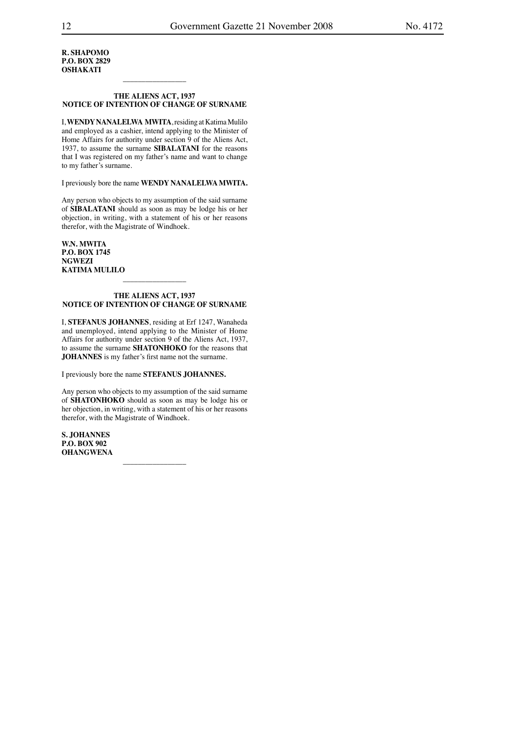**R. SHAPOMO**
**P.O. BOX 2829**
**OSHAKATI**

---

**THE ALIENS ACT, 1937**
**NOTICE OF INTENTION OF CHANGE OF SURNAME**

I, **WENDY NANALELWA MWITA**, residing at Katima Mulilo and employed as a cashier, intend applying to the Minister of Home Affairs for authority under section 9 of the Aliens Act, 1937, to assume the surname **SIBALATANI** for the reasons that I was registered on my father's name and want to change to my father's surname.

I previously bore the name **WENDY NANALELWA MWITA.**

Any person who objects to my assumption of the said surname of **SIBALATANI** should as soon as may be lodge his or her objection, in writing, with a statement of his or her reasons therefor, with the Magistrate of Windhoek.

**W.N. MWITA**
**P.O. BOX 1745**
**NGWEZI**
**KATIMA MULILO**

---

**THE ALIENS ACT, 1937**
**NOTICE OF INTENTION OF CHANGE OF SURNAME**

I, **STEFANUS JOHANNES**, residing at Erf 1247, Wanaheda and unemployed, intend applying to the Minister of Home Affairs for authority under section 9 of the Aliens Act, 1937, to assume the surname **SHATONHOKO** for the reasons that **JOHANNES** is my father's first name not the surname.

I previously bore the name **STEFANUS JOHANNES.**

Any person who objects to my assumption of the said surname of **SHATONHOKO** should as soon as may be lodge his or her objection, in writing, with a statement of his or her reasons therefor, with the Magistrate of Windhoek.

**S. JOHANNES**
**P.O. BOX 902**
**OHANGWENA**

---